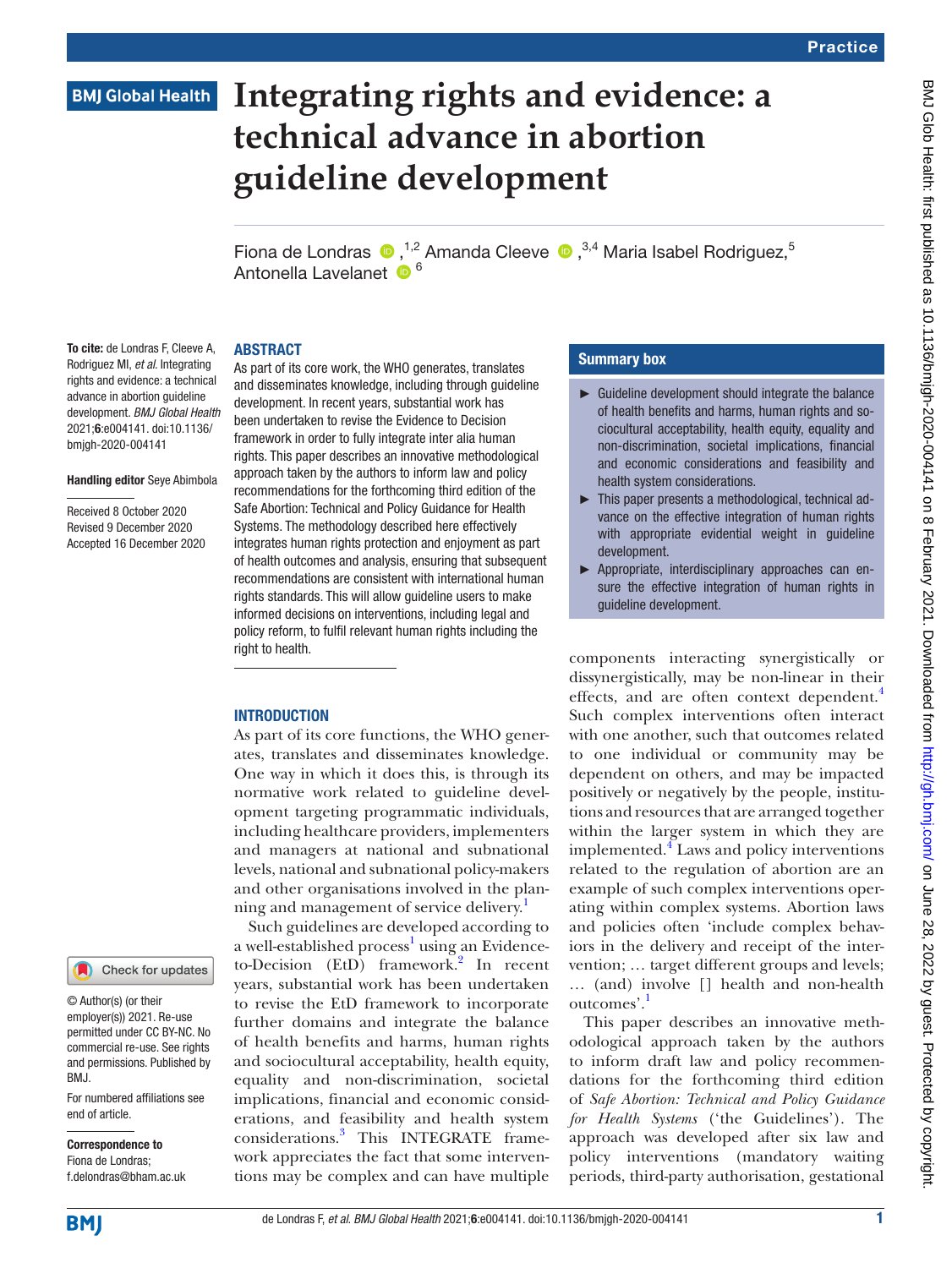# Integrating rights and evidence: a technical advance in abortion guideline development

Fiona de Londras,[1,2] Amanda Cleeve,[3,4] Maria Isabel Rodriguez,[5] Antonella Lavelanet[6]

**To cite:** de Londras F, Cleeve A, Rodriguez MI, *et al.* Integrating rights and evidence: a technical advance in abortion guideline development. *BMJ Global Health* 2021;**6**:e004141. doi:10.1136/bmjgh-2020-004141

**Handling editor** Seye Abimbola

Received 8 October 2020
Revised 9 December 2020
Accepted 16 December 2020

© Author(s) (or their employer(s)) 2021. Re-use permitted under CC BY-NC. No commercial re-use. See rights and permissions. Published by BMJ.

For numbered affiliations see end of article.

**Correspondence to**
Fiona de Londras;
f.delondras@bham.ac.uk

## ABSTRACT

As part of its core work, the WHO generates, translates and disseminates knowledge, including through guideline development. In recent years, substantial work has been undertaken to revise the Evidence to Decision framework in order to fully integrate inter alia human rights. This paper describes an innovative methodological approach taken by the authors to inform law and policy recommendations for the forthcoming third edition of the Safe Abortion: Technical and Policy Guidance for Health Systems. The methodology described here effectively integrates human rights protection and enjoyment as part of health outcomes and analysis, ensuring that subsequent recommendations are consistent with international human rights standards. This will allow guideline users to make informed decisions on interventions, including legal and policy reform, to fulfil relevant human rights including the right to health.

## Summary box

- Guideline development should integrate the balance of health benefits and harms, human rights and sociocultural acceptability, health equity, equality and non-discrimination, societal implications, financial and economic considerations and feasibility and health system considerations.
- This paper presents a methodological, technical advance on the effective integration of human rights with appropriate evidential weight in guideline development.
- Appropriate, interdisciplinary approaches can ensure the effective integration of human rights in guideline development.

## INTRODUCTION

As part of its core functions, the WHO generates, translates and disseminates knowledge. One way in which it does this, is through its normative work related to guideline development targeting programmatic individuals, including healthcare providers, implementers and managers at national and subnational levels, national and subnational policy-makers and other organisations involved in the planning and management of service delivery.[1]

Such guidelines are developed according to a well-established process[1] using an Evidence-to-Decision (EtD) framework.[2] In recent years, substantial work has been undertaken to revise the EtD framework to incorporate further domains and integrate the balance of health benefits and harms, human rights and sociocultural acceptability, health equity, equality and non-discrimination, societal implications, financial and economic considerations, and feasibility and health system considerations.[3] This INTEGRATE framework appreciates the fact that some interventions may be complex and can have multiple components interacting synergistically or dissynergistically, may be non-linear in their effects, and are often context dependent.[4] Such complex interventions often interact with one another, such that outcomes related to one individual or community may be dependent on others, and may be impacted positively or negatively by the people, institutions and resources that are arranged together within the larger system in which they are implemented.[4] Laws and policy interventions related to the regulation of abortion are an example of such complex interventions operating within complex systems. Abortion laws and policies often 'include complex behaviors in the delivery and receipt of the intervention; … target different groups and levels; … (and) involve [] health and non-health outcomes'.[1]

This paper describes an innovative methodological approach taken by the authors to inform draft law and policy recommendations for the forthcoming third edition of *Safe Abortion: Technical and Policy Guidance for Health Systems* ('the Guidelines'). The approach was developed after six law and policy interventions (mandatory waiting periods, third-party authorisation, gestational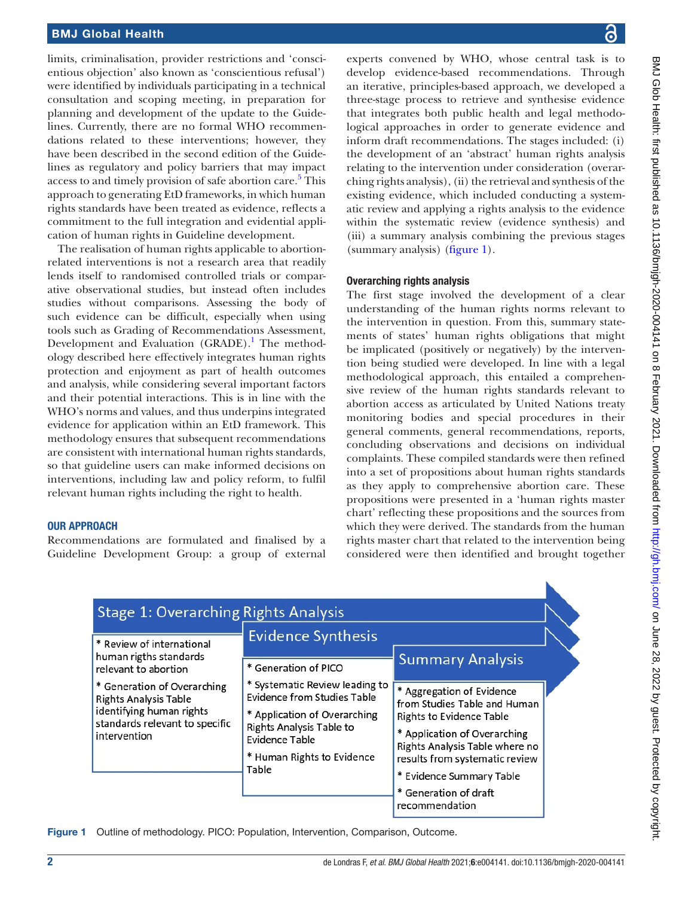limits, criminalisation, provider restrictions and 'conscientious objection' also known as 'conscientious refusal') were identified by individuals participating in a technical consultation and scoping meeting, in preparation for planning and development of the update to the Guidelines. Currently, there are no formal WHO recommendations related to these interventions; however, they have been described in the second edition of the Guidelines as regulatory and policy barriers that may impact access to and timely provision of safe abortion care.[5] This approach to generating EtD frameworks, in which human rights standards have been treated as evidence, reflects a commitment to the full integration and evidential application of human rights in Guideline development.

The realisation of human rights applicable to abortion-related interventions is not a research area that readily lends itself to randomised controlled trials or comparative observational studies, but instead often includes studies without comparisons. Assessing the body of such evidence can be difficult, especially when using tools such as Grading of Recommendations Assessment, Development and Evaluation (GRADE).[1] The methodology described here effectively integrates human rights protection and enjoyment as part of health outcomes and analysis, while considering several important factors and their potential interactions. This is in line with the WHO's norms and values, and thus underpins integrated evidence for application within an EtD framework. This methodology ensures that subsequent recommendations are consistent with international human rights standards, so that guideline users can make informed decisions on interventions, including law and policy reform, to fulfil relevant human rights including the right to health.

## OUR APPROACH

Recommendations are formulated and finalised by a Guideline Development Group: a group of external experts convened by WHO, whose central task is to develop evidence-based recommendations. Through an iterative, principles-based approach, we developed a three-stage process to retrieve and synthesise evidence that integrates both public health and legal methodological approaches in order to generate evidence and inform draft recommendations. The stages included: (i) the development of an 'abstract' human rights analysis relating to the intervention under consideration (overarching rights analysis), (ii) the retrieval and synthesis of the existing evidence, which included conducting a systematic review and applying a rights analysis to the evidence within the systematic review (evidence synthesis) and (iii) a summary analysis combining the previous stages (summary analysis) (figure 1).

### Overarching rights analysis

The first stage involved the development of a clear understanding of the human rights norms relevant to the intervention in question. From this, summary statements of states' human rights obligations that might be implicated (positively or negatively) by the intervention being studied were developed. In line with a legal methodological approach, this entailed a comprehensive review of the human rights standards relevant to abortion access as articulated by United Nations treaty monitoring bodies and special procedures in their general comments, general recommendations, reports, concluding observations and decisions on individual complaints. These compiled standards were then refined into a set of propositions about human rights standards as they apply to comprehensive abortion care. These propositions were presented in a 'human rights master chart' reflecting these propositions and the sources from which they were derived. The standards from the human rights master chart that related to the intervention being considered were then identified and brought together

| Stage 1: Overarching Rights Analysis | Evidence Synthesis | Summary Analysis |
|---|---|---|
| * Review of international human rigths standards relevant to abortion<br>* Generation of Overarching Rights Analysis Table identifying human rights standards relevant to specific intervention | * Generation of PICO<br>* Systematic Review leading to Evidence from Studies Table<br>* Application of Overarching Rights Analysis Table to Evidence Table<br>* Human Rights to Evidence Table | * Aggregation of Evidence from Studies Table and Human Rights to Evidence Table<br>* Application of Overarching Rights Analysis Table where no results from systematic review<br>* Evidence Summary Table<br>* Generation of draft recommendation |

Figure 1 Outline of methodology. PICO: Population, Intervention, Comparison, Outcome.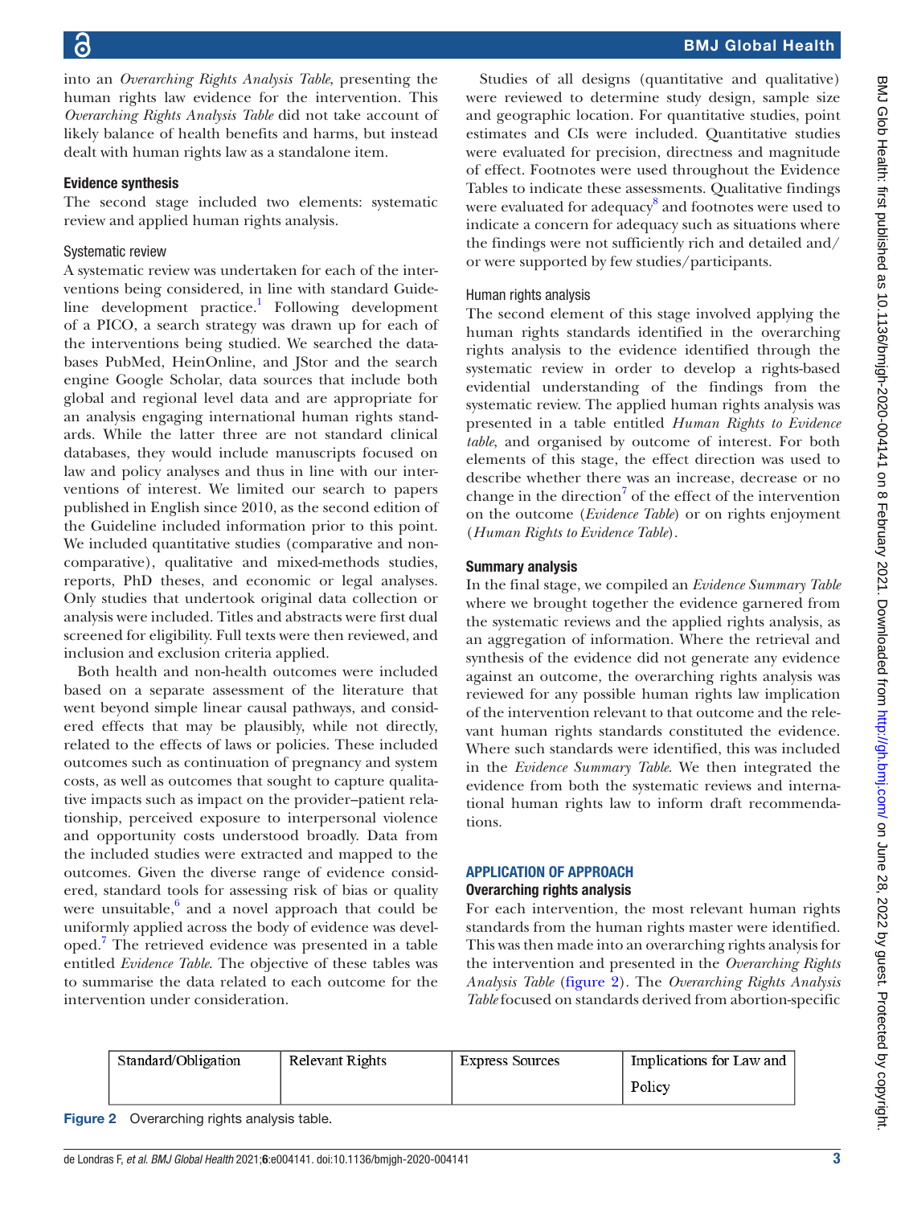into an *Overarching Rights Analysis Table*, presenting the human rights law evidence for the intervention. This *Overarching Rights Analysis Table* did not take account of likely balance of health benefits and harms, but instead dealt with human rights law as a standalone item.

## Evidence synthesis

The second stage included two elements: systematic review and applied human rights analysis.

### Systematic review

A systematic review was undertaken for each of the interventions being considered, in line with standard Guideline development practice.[1] Following development of a PICO, a search strategy was drawn up for each of the interventions being studied. We searched the databases PubMed, HeinOnline, and JStor and the search engine Google Scholar, data sources that include both global and regional level data and are appropriate for an analysis engaging international human rights standards. While the latter three are not standard clinical databases, they would include manuscripts focused on law and policy analyses and thus in line with our interventions of interest. We limited our search to papers published in English since 2010, as the second edition of the Guideline included information prior to this point. We included quantitative studies (comparative and non-comparative), qualitative and mixed-methods studies, reports, PhD theses, and economic or legal analyses. Only studies that undertook original data collection or analysis were included. Titles and abstracts were first dual screened for eligibility. Full texts were then reviewed, and inclusion and exclusion criteria applied.

Both health and non-health outcomes were included based on a separate assessment of the literature that went beyond simple linear causal pathways, and considered effects that may be plausibly, while not directly, related to the effects of laws or policies. These included outcomes such as continuation of pregnancy and system costs, as well as outcomes that sought to capture qualitative impacts such as impact on the provider–patient relationship, perceived exposure to interpersonal violence and opportunity costs understood broadly. Data from the included studies were extracted and mapped to the outcomes. Given the diverse range of evidence considered, standard tools for assessing risk of bias or quality were unsuitable,[6] and a novel approach that could be uniformly applied across the body of evidence was developed.[7] The retrieved evidence was presented in a table entitled *Evidence Table*. The objective of these tables was to summarise the data related to each outcome for the intervention under consideration.

Studies of all designs (quantitative and qualitative) were reviewed to determine study design, sample size and geographic location. For quantitative studies, point estimates and CIs were included. Quantitative studies were evaluated for precision, directness and magnitude of effect. Footnotes were used throughout the Evidence Tables to indicate these assessments. Qualitative findings were evaluated for adequacy[8] and footnotes were used to indicate a concern for adequacy such as situations where the findings were not sufficiently rich and detailed and/or were supported by few studies/participants.

### Human rights analysis

The second element of this stage involved applying the human rights standards identified in the overarching rights analysis to the evidence identified through the systematic review in order to develop a rights-based evidential understanding of the findings from the systematic review. The applied human rights analysis was presented in a table entitled *Human Rights to Evidence table*, and organised by outcome of interest. For both elements of this stage, the effect direction was used to describe whether there was an increase, decrease or no change in the direction[7] of the effect of the intervention on the outcome (*Evidence Table*) or on rights enjoyment (*Human Rights to Evidence Table*).

## Summary analysis

In the final stage, we compiled an *Evidence Summary Table* where we brought together the evidence garnered from the systematic reviews and the applied rights analysis, as an aggregation of information. Where the retrieval and synthesis of the evidence did not generate any evidence against an outcome, the overarching rights analysis was reviewed for any possible human rights law implication of the intervention relevant to that outcome and the relevant human rights standards constituted the evidence. Where such standards were identified, this was included in the *Evidence Summary Table*. We then integrated the evidence from both the systematic reviews and international human rights law to inform draft recommendations.

# APPLICATION OF APPROACH

## Overarching rights analysis

For each intervention, the most relevant human rights standards from the human rights master were identified. This was then made into an overarching rights analysis for the intervention and presented in the *Overarching Rights Analysis Table* (figure 2). The *Overarching Rights Analysis Table* focused on standards derived from abortion-specific

| Standard/Obligation | Relevant Rights | Express Sources | Implications for Law and Policy |
|---|---|---|---|
| | | | |

Figure 2 Overarching rights analysis table.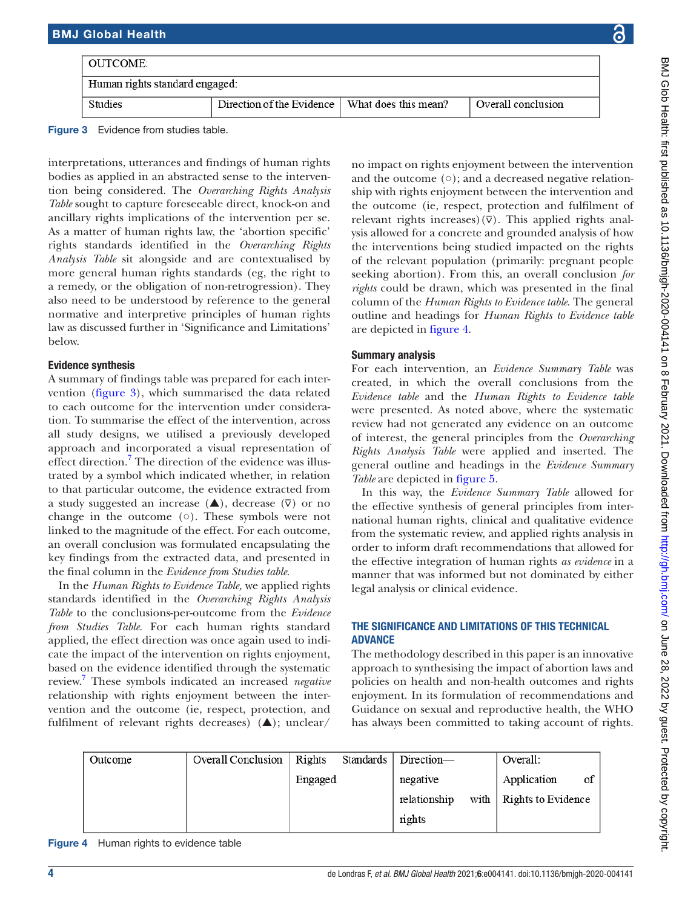| OUTCOME: | | | |
|---|---|---|---|
| Human rights standard engaged: | | | |
| Studies | Direction of the Evidence | What does this mean? | Overall conclusion |

Figure 3 Evidence from studies table.

interpretations, utterances and findings of human rights bodies as applied in an abstracted sense to the intervention being considered. The *Overarching Rights Analysis Table* sought to capture foreseeable direct, knock-on and ancillary rights implications of the intervention per se. As a matter of human rights law, the 'abortion specific' rights standards identified in the *Overarching Rights Analysis Table* sit alongside and are contextualised by more general human rights standards (eg, the right to a remedy, or the obligation of non-retrogression). They also need to be understood by reference to the general normative and interpretive principles of human rights law as discussed further in 'Significance and Limitations' below.

### Evidence synthesis

A summary of findings table was prepared for each intervention (figure 3), which summarised the data related to each outcome for the intervention under consideration. To summarise the effect of the intervention, across all study designs, we utilised a previously developed approach and incorporated a visual representation of effect direction.[7] The direction of the evidence was illustrated by a symbol which indicated whether, in relation to that particular outcome, the evidence extracted from a study suggested an increase (▲), decrease (∇) or no change in the outcome (○). These symbols were not linked to the magnitude of the effect. For each outcome, an overall conclusion was formulated encapsulating the key findings from the extracted data, and presented in the final column in the *Evidence from Studies table*.

In the *Human Rights to Evidence Table*, we applied rights standards identified in the *Overarching Rights Analysis Table* to the conclusions-per-outcome from the *Evidence from Studies Table*. For each human rights standard applied, the effect direction was once again used to indicate the impact of the intervention on rights enjoyment, based on the evidence identified through the systematic review.[7] These symbols indicated an increased *negative* relationship with rights enjoyment between the intervention and the outcome (ie, respect, protection, and fulfilment of relevant rights decreases) (▲); unclear/no impact on rights enjoyment between the intervention and the outcome (○); and a decreased negative relationship with rights enjoyment between the intervention and the outcome (ie, respect, protection and fulfilment of relevant rights increases) (∇). This applied rights analysis allowed for a concrete and grounded analysis of how the interventions being studied impacted on the rights of the relevant population (primarily: pregnant people seeking abortion). From this, an overall conclusion *for rights* could be drawn, which was presented in the final column of the *Human Rights to Evidence table*. The general outline and headings for *Human Rights to Evidence table* are depicted in figure 4.

### Summary analysis

For each intervention, an *Evidence Summary Table* was created, in which the overall conclusions from the *Evidence table* and the *Human Rights to Evidence table* were presented. As noted above, where the systematic review had not generated any evidence on an outcome of interest, the general principles from the *Overarching Rights Analysis Table* were applied and inserted. The general outline and headings in the *Evidence Summary Table* are depicted in figure 5.

In this way, the *Evidence Summary Table* allowed for the effective synthesis of general principles from international human rights, clinical and qualitative evidence from the systematic review, and applied rights analysis in order to inform draft recommendations that allowed for the effective integration of human rights *as evidence* in a manner that was informed but not dominated by either legal analysis or clinical evidence.

## THE SIGNIFICANCE AND LIMITATIONS OF THIS TECHNICAL ADVANCE

The methodology described in this paper is an innovative approach to synthesising the impact of abortion laws and policies on health and non-health outcomes and rights enjoyment. In its formulation of recommendations and Guidance on sexual and reproductive health, the WHO has always been committed to taking account of rights.

| Outcome | Overall Conclusion | Rights Standards Engaged | Direction—negative relationship with rights | Overall: Application of Rights to Evidence |
|---|---|---|---|---|
| | | | | |

Figure 4 Human rights to evidence table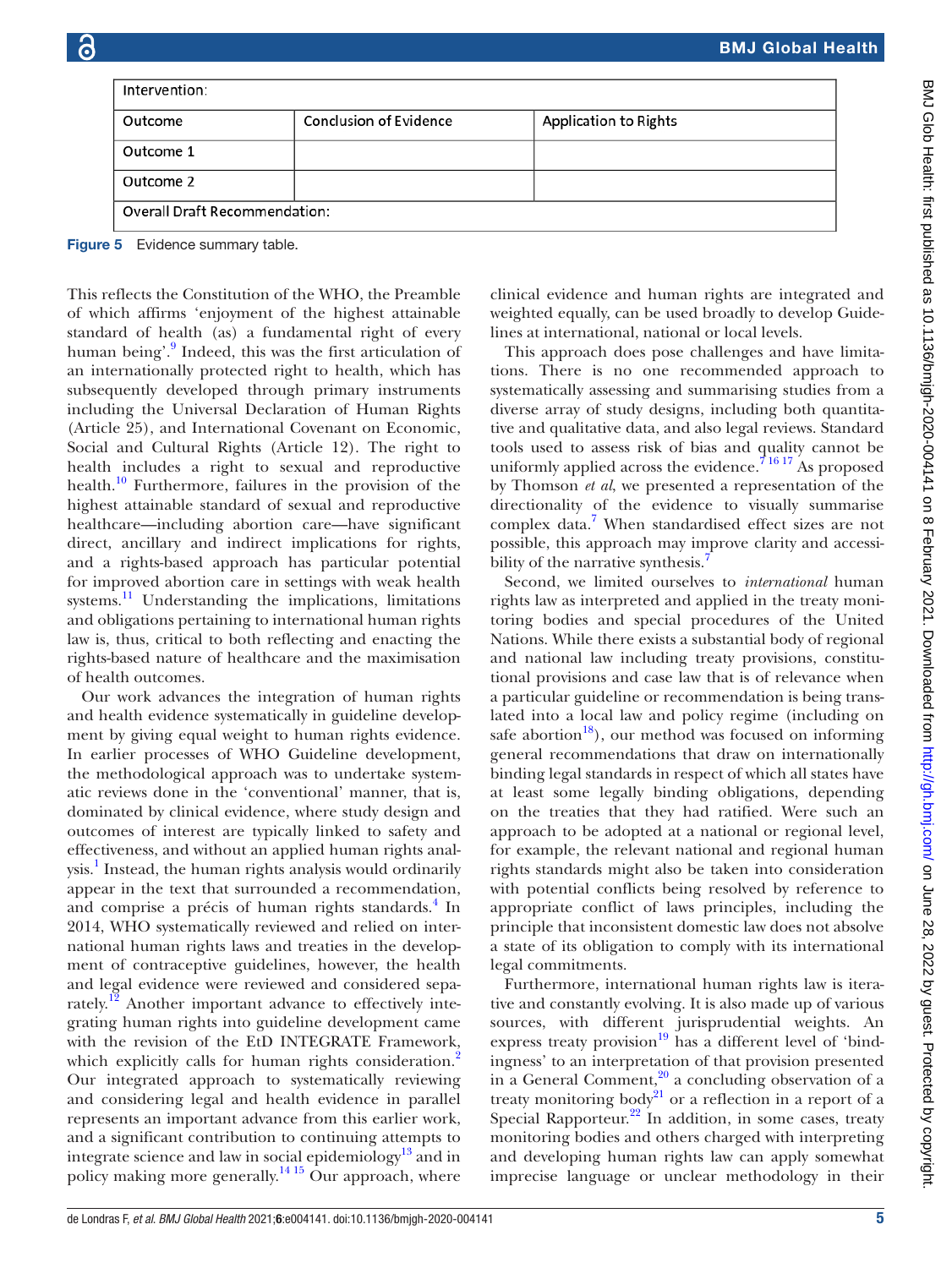| Intervention: | | |
|---|---|---|
| Outcome | Conclusion of Evidence | Application to Rights |
| Outcome 1 | | |
| Outcome 2 | | |
| Overall Draft Recommendation: | | |

**Figure 5** Evidence summary table.

This reflects the Constitution of the WHO, the Preamble of which affirms 'enjoyment of the highest attainable standard of health (as) a fundamental right of every human being'.[9] Indeed, this was the first articulation of an internationally protected right to health, which has subsequently developed through primary instruments including the Universal Declaration of Human Rights (Article 25), and International Covenant on Economic, Social and Cultural Rights (Article 12). The right to health includes a right to sexual and reproductive health.[10] Furthermore, failures in the provision of the highest attainable standard of sexual and reproductive healthcare—including abortion care—have significant direct, ancillary and indirect implications for rights, and a rights-based approach has particular potential for improved abortion care in settings with weak health systems.[11] Understanding the implications, limitations and obligations pertaining to international human rights law is, thus, critical to both reflecting and enacting the rights-based nature of healthcare and the maximisation of health outcomes.

Our work advances the integration of human rights and health evidence systematically in guideline development by giving equal weight to human rights evidence. In earlier processes of WHO Guideline development, the methodological approach was to undertake systematic reviews done in the 'conventional' manner, that is, dominated by clinical evidence, where study design and outcomes of interest are typically linked to safety and effectiveness, and without an applied human rights analysis.[1] Instead, the human rights analysis would ordinarily appear in the text that surrounded a recommendation, and comprise a précis of human rights standards.[4] In 2014, WHO systematically reviewed and relied on international human rights laws and treaties in the development of contraceptive guidelines, however, the health and legal evidence were reviewed and considered separately.[12] Another important advance to effectively integrating human rights into guideline development came with the revision of the EtD INTEGRATE Framework, which explicitly calls for human rights consideration.[2] Our integrated approach to systematically reviewing and considering legal and health evidence in parallel represents an important advance from this earlier work, and a significant contribution to continuing attempts to integrate science and law in social epidemiology[13] and in policy making more generally.[14,15] Our approach, where clinical evidence and human rights are integrated and weighted equally, can be used broadly to develop Guidelines at international, national or local levels.

This approach does pose challenges and have limitations. There is no one recommended approach to systematically assessing and summarising studies from a diverse array of study designs, including both quantitative and qualitative data, and also legal reviews. Standard tools used to assess risk of bias and quality cannot be uniformly applied across the evidence.[7,16,17] As proposed by Thomson *et al*, we presented a representation of the directionality of the evidence to visually summarise complex data.[7] When standardised effect sizes are not possible, this approach may improve clarity and accessibility of the narrative synthesis.[7]

Second, we limited ourselves to *international* human rights law as interpreted and applied in the treaty monitoring bodies and special procedures of the United Nations. While there exists a substantial body of regional and national law including treaty provisions, constitutional provisions and case law that is of relevance when a particular guideline or recommendation is being translated into a local law and policy regime (including on safe abortion[18]), our method was focused on informing general recommendations that draw on internationally binding legal standards in respect of which all states have at least some legally binding obligations, depending on the treaties that they had ratified. Were such an approach to be adopted at a national or regional level, for example, the relevant national and regional human rights standards might also be taken into consideration with potential conflicts being resolved by reference to appropriate conflict of laws principles, including the principle that inconsistent domestic law does not absolve a state of its obligation to comply with its international legal commitments.

Furthermore, international human rights law is iterative and constantly evolving. It is also made up of various sources, with different jurisprudential weights. An express treaty provision[19] has a different level of 'bindingness' to an interpretation of that provision presented in a General Comment,[20] a concluding observation of a treaty monitoring body[21] or a reflection in a report of a Special Rapporteur.[22] In addition, in some cases, treaty monitoring bodies and others charged with interpreting and developing human rights law can apply somewhat imprecise language or unclear methodology in their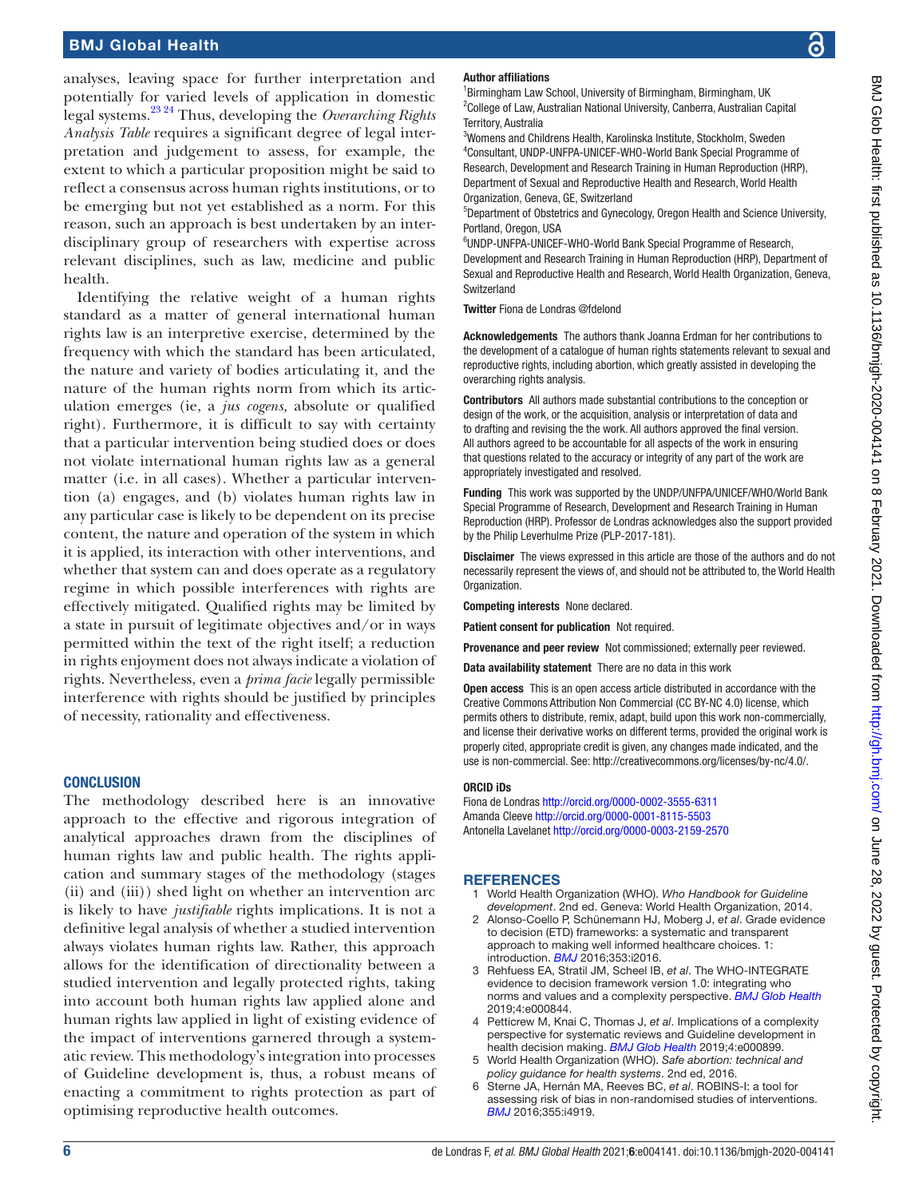analyses, leaving space for further interpretation and potentially for varied levels of application in domestic legal systems.[23 24] Thus, developing the *Overarching Rights Analysis Table* requires a significant degree of legal interpretation and judgement to assess, for example, the extent to which a particular proposition might be said to reflect a consensus across human rights institutions, or to be emerging but not yet established as a norm. For this reason, such an approach is best undertaken by an interdisciplinary group of researchers with expertise across relevant disciplines, such as law, medicine and public health.

Identifying the relative weight of a human rights standard as a matter of general international human rights law is an interpretive exercise, determined by the frequency with which the standard has been articulated, the nature and variety of bodies articulating it, and the nature of the human rights norm from which its articulation emerges (ie, a *jus cogens,* absolute or qualified right). Furthermore, it is difficult to say with certainty that a particular intervention being studied does or does not violate international human rights law as a general matter (i.e. in all cases). Whether a particular intervention (a) engages, and (b) violates human rights law in any particular case is likely to be dependent on its precise content, the nature and operation of the system in which it is applied, its interaction with other interventions, and whether that system can and does operate as a regulatory regime in which possible interferences with rights are effectively mitigated. Qualified rights may be limited by a state in pursuit of legitimate objectives and/or in ways permitted within the text of the right itself; a reduction in rights enjoyment does not always indicate a violation of rights. Nevertheless, even a *prima facie* legally permissible interference with rights should be justified by principles of necessity, rationality and effectiveness.

## CONCLUSION

The methodology described here is an innovative approach to the effective and rigorous integration of analytical approaches drawn from the disciplines of human rights law and public health. The rights application and summary stages of the methodology (stages (ii) and (iii)) shed light on whether an intervention arc is likely to have *justifiable* rights implications. It is not a definitive legal analysis of whether a studied intervention always violates human rights law. Rather, this approach allows for the identification of directionality between a studied intervention and legally protected rights, taking into account both human rights law applied alone and human rights law applied in light of existing evidence of the impact of interventions garnered through a systematic review. This methodology's integration into processes of Guideline development is, thus, a robust means of enacting a commitment to rights protection as part of optimising reproductive health outcomes.

**Author affiliations**

[1]Birmingham Law School, University of Birmingham, Birmingham, UK
[2]College of Law, Australian National University, Canberra, Australian Capital Territory, Australia
[3]Womens and Childrens Health, Karolinska Institute, Stockholm, Sweden
[4]Consultant, UNDP-UNFPA-UNICEF-WHO-World Bank Special Programme of Research, Development and Research Training in Human Reproduction (HRP), Department of Sexual and Reproductive Health and Research, World Health Organization, Geneva, GE, Switzerland
[5]Department of Obstetrics and Gynecology, Oregon Health and Science University, Portland, Oregon, USA
[6]UNDP-UNFPA-UNICEF-WHO-World Bank Special Programme of Research, Development and Research Training in Human Reproduction (HRP), Department of Sexual and Reproductive Health and Research, World Health Organization, Geneva, Switzerland

**Twitter** Fiona de Londras @fdelond

**Acknowledgements** The authors thank Joanna Erdman for her contributions to the development of a catalogue of human rights statements relevant to sexual and reproductive rights, including abortion, which greatly assisted in developing the overarching rights analysis.

**Contributors** All authors made substantial contributions to the conception or design of the work, or the acquisition, analysis or interpretation of data and to drafting and revising the the work. All authors approved the final version. All authors agreed to be accountable for all aspects of the work in ensuring that questions related to the accuracy or integrity of any part of the work are appropriately investigated and resolved.

**Funding** This work was supported by the UNDP/UNFPA/UNICEF/WHO/World Bank Special Programme of Research, Development and Research Training in Human Reproduction (HRP). Professor de Londras acknowledges also the support provided by the Philip Leverhulme Prize (PLP-2017-181).

**Disclaimer** The views expressed in this article are those of the authors and do not necessarily represent the views of, and should not be attributed to, the World Health Organization.

**Competing interests** None declared.

**Patient consent for publication** Not required.

**Provenance and peer review** Not commissioned; externally peer reviewed.

**Data availability statement** There are no data in this work

**Open access** This is an open access article distributed in accordance with the Creative Commons Attribution Non Commercial (CC BY-NC 4.0) license, which permits others to distribute, remix, adapt, build upon this work non-commercially, and license their derivative works on different terms, provided the original work is properly cited, appropriate credit is given, any changes made indicated, and the use is non-commercial. See: http://creativecommons.org/licenses/by-nc/4.0/.

**ORCID iDs**

Fiona de Londras http://orcid.org/0000-0002-3555-6311
Amanda Cleeve http://orcid.org/0000-0001-8115-5503
Antonella Lavelanet http://orcid.org/0000-0003-2159-2570

## REFERENCES

1. World Health Organization (WHO). *Who Handbook for Guideline development*. 2nd ed. Geneva: World Health Organization, 2014.
2. Alonso-Coello P, Schünemann HJ, Moberg J, *et al*. Grade evidence to decision (ETD) frameworks: a systematic and transparent approach to making well informed healthcare choices. 1: introduction. *BMJ* 2016;353:i2016.
3. Rehfuess EA, Stratil JM, Scheel IB, *et al*. The WHO-INTEGRATE evidence to decision framework version 1.0: integrating who norms and values and a complexity perspective. *BMJ Glob Health* 2019;4:e000844.
4. Petticrew M, Knai C, Thomas J, *et al*. Implications of a complexity perspective for systematic reviews and Guideline development in health decision making. *BMJ Glob Health* 2019;4:e000899.
5. World Health Organization (WHO). *Safe abortion: technical and policy guidance for health systems*. 2nd ed, 2016.
6. Sterne JA, Hernán MA, Reeves BC, *et al*. ROBINS-I: a tool for assessing risk of bias in non-randomised studies of interventions. *BMJ* 2016;355:i4919.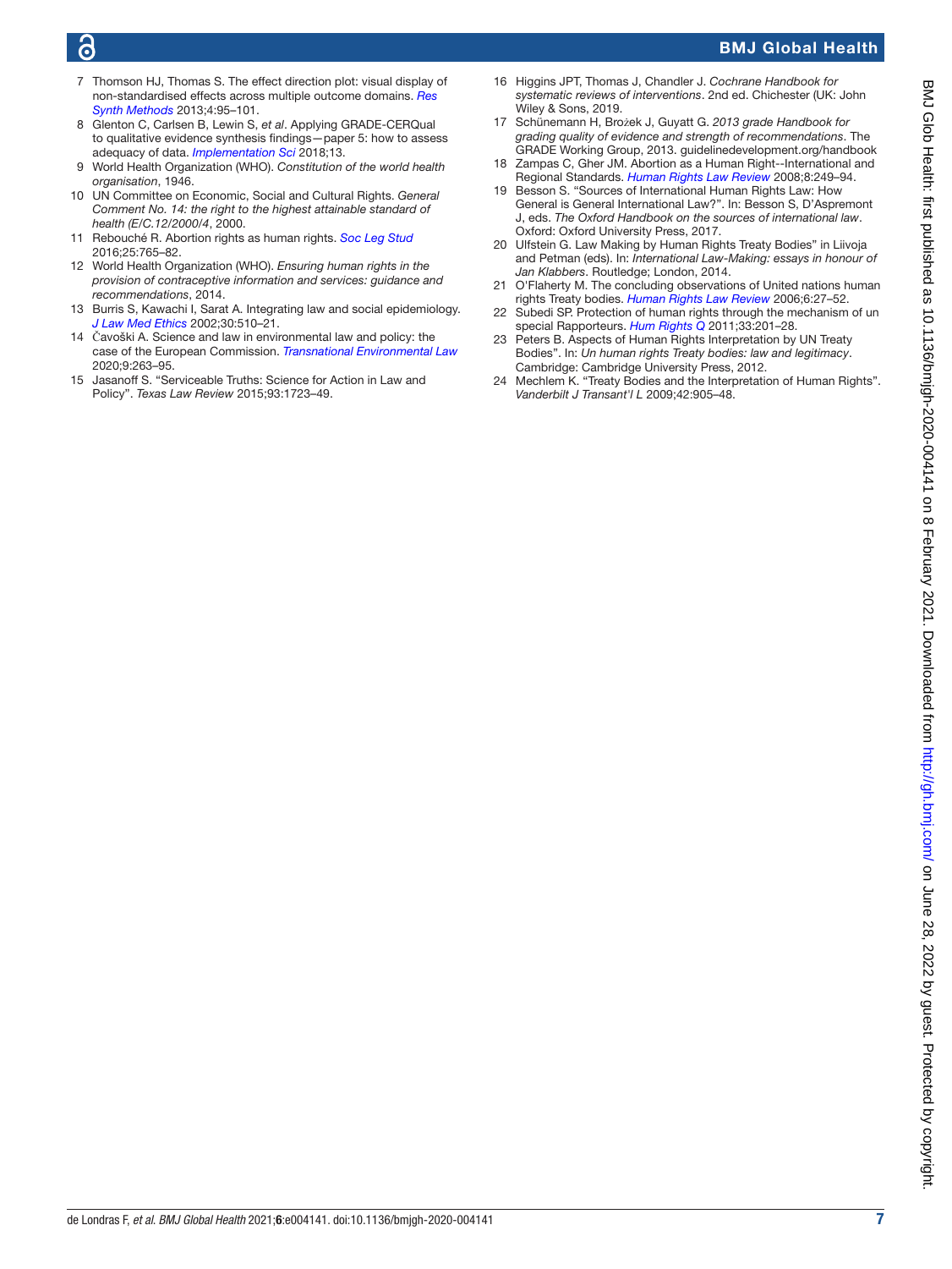7. Thomson HJ, Thomas S. The effect direction plot: visual display of non-standardised effects across multiple outcome domains. *Res Synth Methods* 2013;4:95–101.
8. Glenton C, Carlsen B, Lewin S, *et al*. Applying GRADE-CERQual to qualitative evidence synthesis findings—paper 5: how to assess adequacy of data. *Implementation Sci* 2018;13.
9. World Health Organization (WHO). *Constitution of the world health organisation*, 1946.
10. UN Committee on Economic, Social and Cultural Rights. *General Comment No. 14: the right to the highest attainable standard of health (E/C.12/2000/4*, 2000.
11. Rebouché R. Abortion rights as human rights. *Soc Leg Stud* 2016;25:765–82.
12. World Health Organization (WHO). *Ensuring human rights in the provision of contraceptive information and services: guidance and recommendations*, 2014.
13. Burris S, Kawachi I, Sarat A. Integrating law and social epidemiology. *J Law Med Ethics* 2002;30:510–21.
14. Čavoški A. Science and law in environmental law and policy: the case of the European Commission. *Transnational Environmental Law* 2020;9:263–95.
15. Jasanoff S. "Serviceable Truths: Science for Action in Law and Policy". *Texas Law Review* 2015;93:1723–49.
16. Higgins JPT, Thomas J, Chandler J. *Cochrane Handbook for systematic reviews of interventions*. 2nd ed. Chichester (UK: John Wiley & Sons, 2019.
17. Schünemann H, Brożek J, Guyatt G. *2013 grade Handbook for grading quality of evidence and strength of recommendations*. The GRADE Working Group, 2013. guidelinedevelopment.org/handbook
18. Zampas C, Gher JM. Abortion as a Human Right--International and Regional Standards. *Human Rights Law Review* 2008;8:249–94.
19. Besson S. "Sources of International Human Rights Law: How General is General International Law?". In: Besson S, D'Aspremont J, eds. *The Oxford Handbook on the sources of international law*. Oxford: Oxford University Press, 2017.
20. Ulfstein G. Law Making by Human Rights Treaty Bodies" in Liivoja and Petman (eds). In: *International Law-Making: essays in honour of Jan Klabbers*. Routledge; London, 2014.
21. O'Flaherty M. The concluding observations of United nations human rights Treaty bodies. *Human Rights Law Review* 2006;6:27–52.
22. Subedi SP. Protection of human rights through the mechanism of un special Rapporteurs. *Hum Rights Q* 2011;33:201–28.
23. Peters B. Aspects of Human Rights Interpretation by UN Treaty Bodies". In: *Un human rights Treaty bodies: law and legitimacy*. Cambridge: Cambridge University Press, 2012.
24. Mechlem K. "Treaty Bodies and the Interpretation of Human Rights". *Vanderbilt J Transant'l L* 2009;42:905–48.